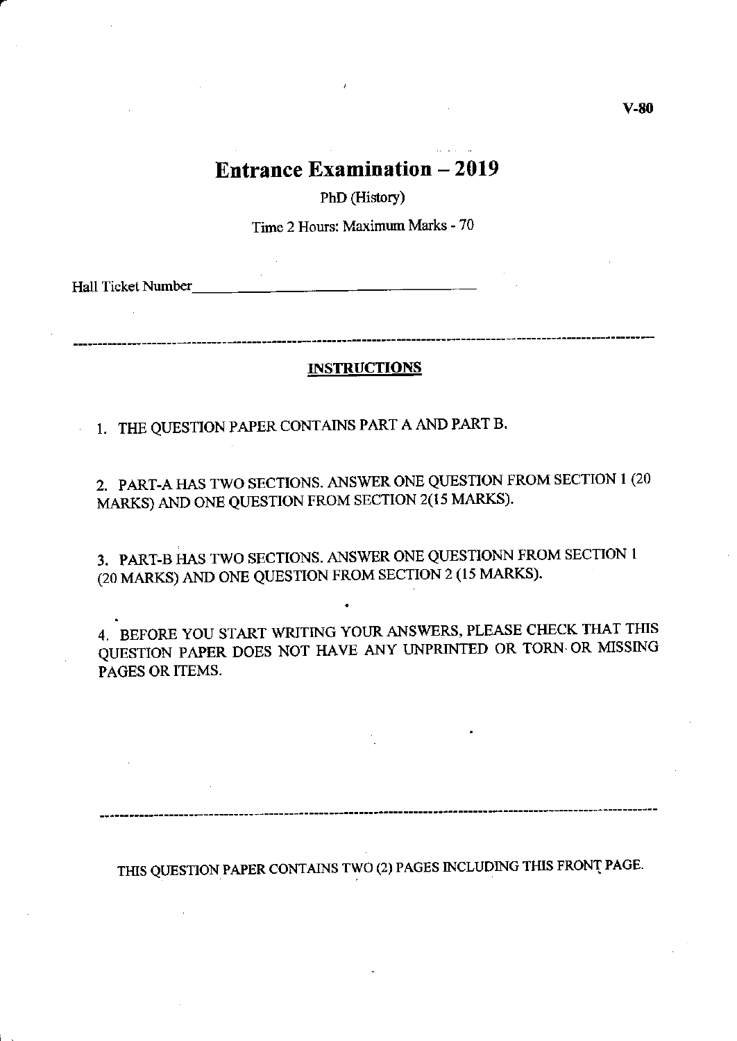V-80

# Entrance Examination – 2019

PhD (History)

Time 2 Hours: Maximum Marks - 70

Hall Ticket Number\_\_\_\_\_\_\_\_\_\_\_\_\_\_\_\_\_\_\_\_\_\_\_\_\_\_\_\_\_\_\_\_\_\_

---

## INSTRUCTIONS

1. THE QUESTION PAPER CONTAINS PART A AND PART B.

2. PART-A HAS TWO SECTIONS. ANSWER ONE QUESTION FROM SECTION 1 (20 MARKS) AND ONE QUESTION FROM SECTION 2(15 MARKS).

3. PART-B HAS TWO SECTIONS. ANSWER ONE QUESTIONN FROM SECTION 1 (20 MARKS) AND ONE QUESTION FROM SECTION 2 (15 MARKS).

4. BEFORE YOU START WRITING YOUR ANSWERS, PLEASE CHECK THAT THIS QUESTION PAPER DOES NOT HAVE ANY UNPRINTED OR TORN OR MISSING PAGES OR ITEMS.

---

THIS QUESTION PAPER CONTAINS TWO (2) PAGES INCLUDING THIS FRONT PAGE.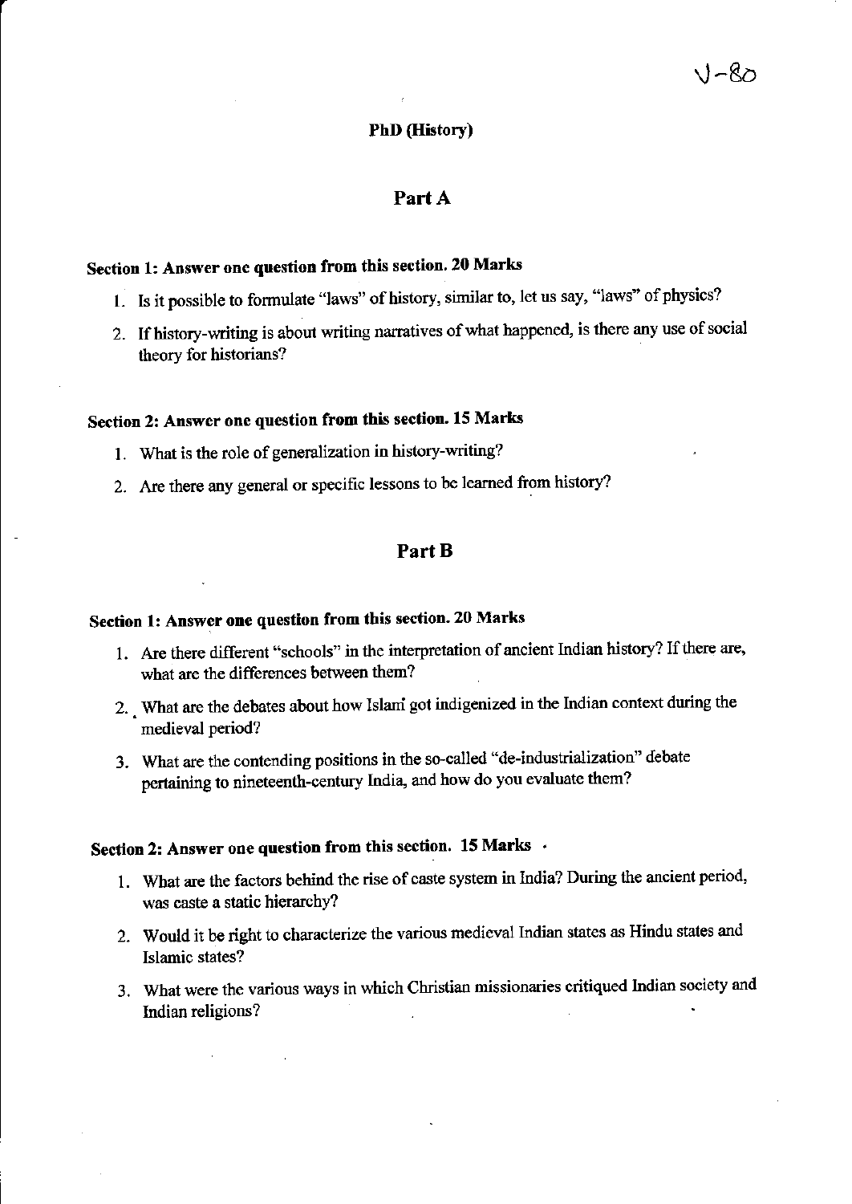V-80

**PhD (History)**

## Part A

### Section 1: Answer one question from this section. 20 Marks

1. Is it possible to formulate "laws" of history, similar to, let us say, "laws" of physics?
2. If history-writing is about writing narratives of what happened, is there any use of social theory for historians?

### Section 2: Answer one question from this section. 15 Marks

1. What is the role of generalization in history-writing?
2. Are there any general or specific lessons to be learned from history?

## Part B

### Section 1: Answer one question from this section. 20 Marks

1. Are there different "schools" in the interpretation of ancient Indian history? If there are, what are the differences between them?
2. What are the debates about how Islam got indigenized in the Indian context during the medieval period?
3. What are the contending positions in the so-called "de-industrialization" debate pertaining to nineteenth-century India, and how do you evaluate them?

### Section 2: Answer one question from this section. 15 Marks

1. What are the factors behind the rise of caste system in India? During the ancient period, was caste a static hierarchy?
2. Would it be right to characterize the various medieval Indian states as Hindu states and Islamic states?
3. What were the various ways in which Christian missionaries critiqued Indian society and Indian religions?